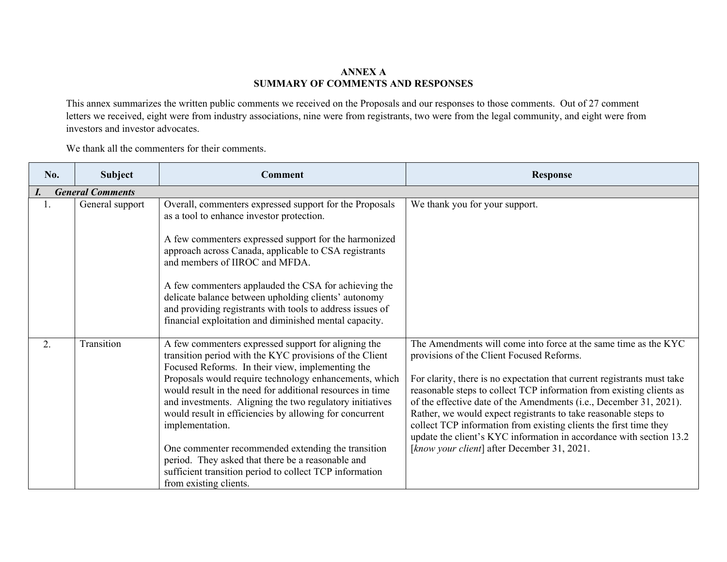# ANNEX A
## SUMMARY OF COMMENTS AND RESPONSES

This annex summarizes the written public comments we received on the Proposals and our responses to those comments. Out of 27 comment letters we received, eight were from industry associations, nine were from registrants, two were from the legal community, and eight were from investors and investor advocates.

We thank all the commenters for their comments.

| No. | Subject | Comment | Response |
|---|---|---|---|
| ***I. General Comments*** | | | |
| 1. | General support | Overall, commenters expressed support for the Proposals as a tool to enhance investor protection.<br><br>A few commenters expressed support for the harmonized approach across Canada, applicable to CSA registrants and members of IIROC and MFDA.<br><br>A few commenters applauded the CSA for achieving the delicate balance between upholding clients' autonomy and providing registrants with tools to address issues of financial exploitation and diminished mental capacity. | We thank you for your support. |
| 2. | Transition | A few commenters expressed support for aligning the transition period with the KYC provisions of the Client Focused Reforms. In their view, implementing the Proposals would require technology enhancements, which would result in the need for additional resources in time and investments. Aligning the two regulatory initiatives would result in efficiencies by allowing for concurrent implementation.<br><br>One commenter recommended extending the transition period. They asked that there be a reasonable and sufficient transition period to collect TCP information from existing clients. | The Amendments will come into force at the same time as the KYC provisions of the Client Focused Reforms.<br><br>For clarity, there is no expectation that current registrants must take reasonable steps to collect TCP information from existing clients as of the effective date of the Amendments (i.e., December 31, 2021). Rather, we would expect registrants to take reasonable steps to collect TCP information from existing clients the first time they update the client's KYC information in accordance with section 13.2 [*know your client*] after December 31, 2021. |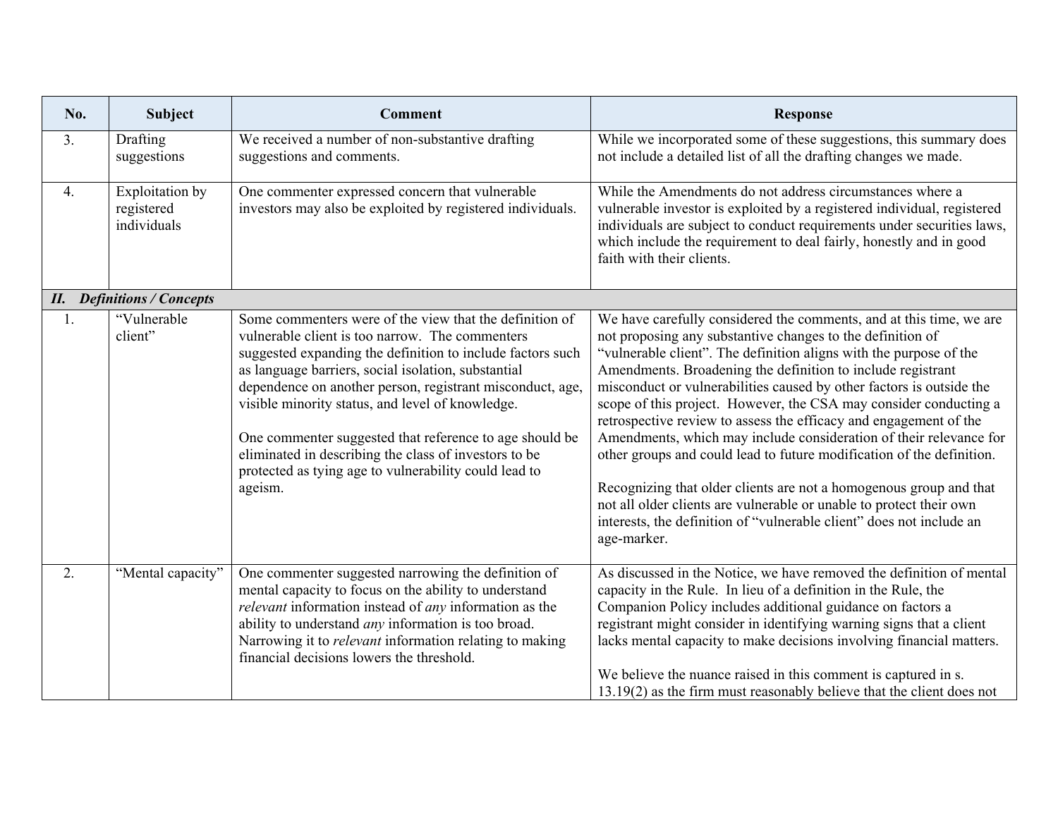| No. | Subject | Comment | Response |
|---|---|---|---|
| 3. | Drafting suggestions | We received a number of non-substantive drafting suggestions and comments. | While we incorporated some of these suggestions, this summary does not include a detailed list of all the drafting changes we made. |
| 4. | Exploitation by registered individuals | One commenter expressed concern that vulnerable investors may also be exploited by registered individuals. | While the Amendments do not address circumstances where a vulnerable investor is exploited by a registered individual, registered individuals are subject to conduct requirements under securities laws, which include the requirement to deal fairly, honestly and in good faith with their clients. |
| ***II. Definitions / Concepts*** | | | |
| 1. | "Vulnerable client" | Some commenters were of the view that the definition of vulnerable client is too narrow. The commenters suggested expanding the definition to include factors such as language barriers, social isolation, substantial dependence on another person, registrant misconduct, age, visible minority status, and level of knowledge.<br><br>One commenter suggested that reference to age should be eliminated in describing the class of investors to be protected as tying age to vulnerability could lead to ageism. | We have carefully considered the comments, and at this time, we are not proposing any substantive changes to the definition of "vulnerable client". The definition aligns with the purpose of the Amendments. Broadening the definition to include registrant misconduct or vulnerabilities caused by other factors is outside the scope of this project. However, the CSA may consider conducting a retrospective review to assess the efficacy and engagement of the Amendments, which may include consideration of their relevance for other groups and could lead to future modification of the definition.<br><br>Recognizing that older clients are not a homogenous group and that not all older clients are vulnerable or unable to protect their own interests, the definition of "vulnerable client" does not include an age-marker. |
| 2. | "Mental capacity" | One commenter suggested narrowing the definition of mental capacity to focus on the ability to understand *relevant* information instead of *any* information as the ability to understand *any* information is too broad. Narrowing it to *relevant* information relating to making financial decisions lowers the threshold. | As discussed in the Notice, we have removed the definition of mental capacity in the Rule. In lieu of a definition in the Rule, the Companion Policy includes additional guidance on factors a registrant might consider in identifying warning signs that a client lacks mental capacity to make decisions involving financial matters.<br><br>We believe the nuance raised in this comment is captured in s. 13.19(2) as the firm must reasonably believe that the client does not |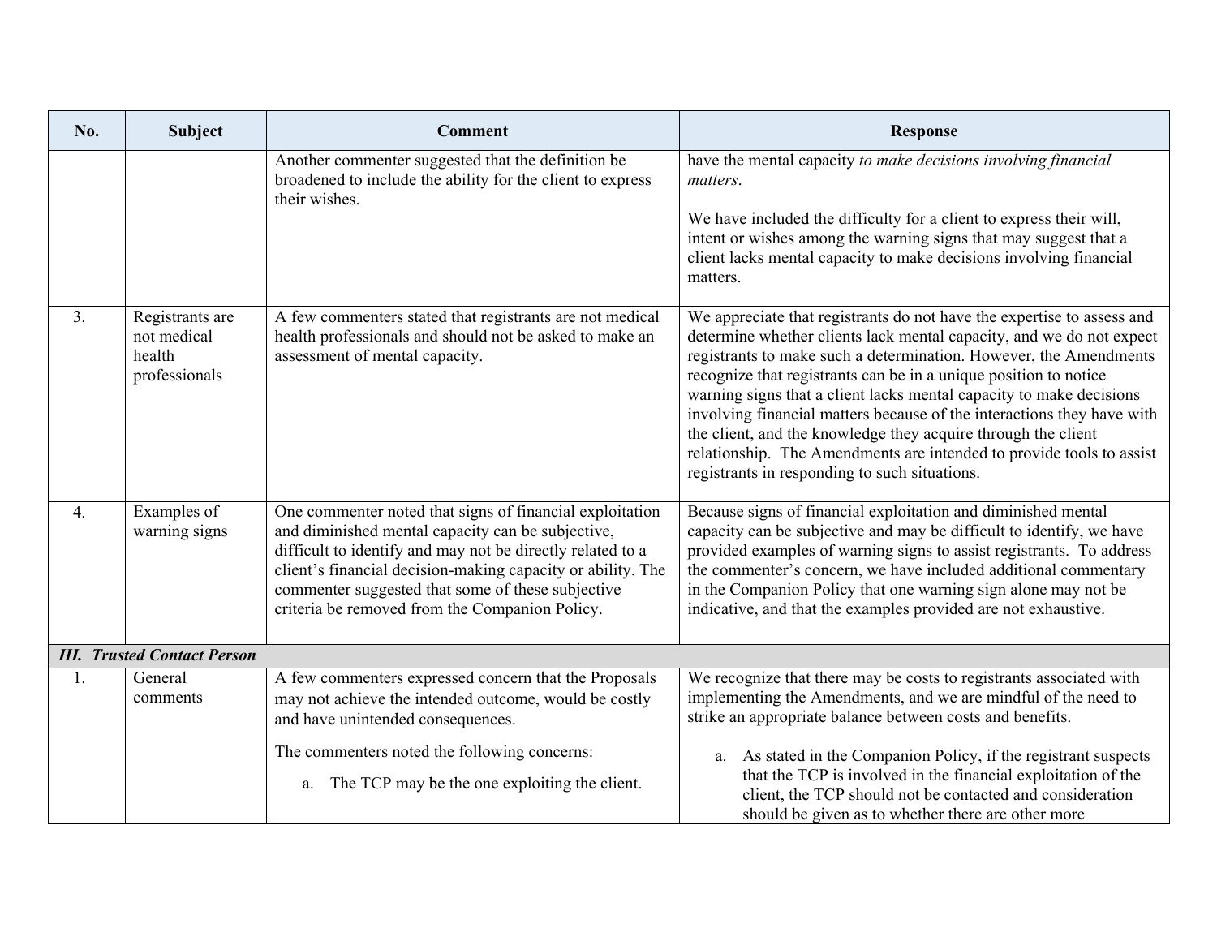| No. | Subject | Comment | Response |
|---|---|---|---|
| | | Another commenter suggested that the definition be broadened to include the ability for the client to express their wishes. | have the mental capacity *to make decisions involving financial matters*.<br><br>We have included the difficulty for a client to express their will, intent or wishes among the warning signs that may suggest that a client lacks mental capacity to make decisions involving financial matters. |
| 3. | Registrants are not medical health professionals | A few commenters stated that registrants are not medical health professionals and should not be asked to make an assessment of mental capacity. | We appreciate that registrants do not have the expertise to assess and determine whether clients lack mental capacity, and we do not expect registrants to make such a determination. However, the Amendments recognize that registrants can be in a unique position to notice warning signs that a client lacks mental capacity to make decisions involving financial matters because of the interactions they have with the client, and the knowledge they acquire through the client relationship. The Amendments are intended to provide tools to assist registrants in responding to such situations. |
| 4. | Examples of warning signs | One commenter noted that signs of financial exploitation and diminished mental capacity can be subjective, difficult to identify and may not be directly related to a client's financial decision-making capacity or ability. The commenter suggested that some of these subjective criteria be removed from the Companion Policy. | Because signs of financial exploitation and diminished mental capacity can be subjective and may be difficult to identify, we have provided examples of warning signs to assist registrants. To address the commenter's concern, we have included additional commentary in the Companion Policy that one warning sign alone may not be indicative, and that the examples provided are not exhaustive. |
| ***III. Trusted Contact Person*** | | | |
| 1. | General comments | A few commenters expressed concern that the Proposals may not achieve the intended outcome, would be costly and have unintended consequences.<br><br>The commenters noted the following concerns:<br><br>a. The TCP may be the one exploiting the client. | We recognize that there may be costs to registrants associated with implementing the Amendments, and we are mindful of the need to strike an appropriate balance between costs and benefits.<br><br>a. As stated in the Companion Policy, if the registrant suspects that the TCP is involved in the financial exploitation of the client, the TCP should not be contacted and consideration should be given as to whether there are other more |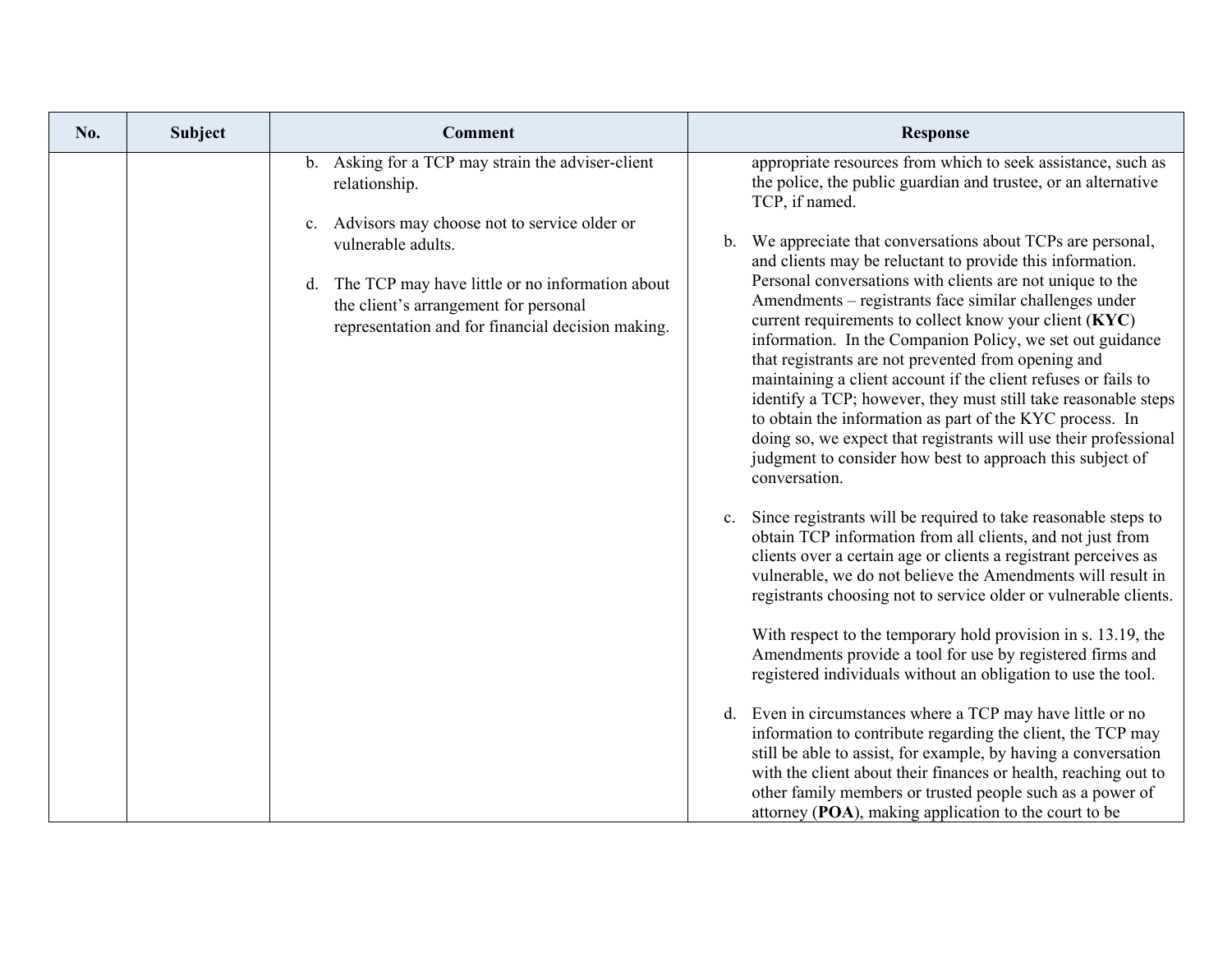| No. | Subject | Comment | Response |
|---|---|---|---|
| | | b. Asking for a TCP may strain the adviser-client relationship.<br><br>c. Advisors may choose not to service older or vulnerable adults.<br><br>d. The TCP may have little or no information about the client's arrangement for personal representation and for financial decision making. | appropriate resources from which to seek assistance, such as the police, the public guardian and trustee, or an alternative TCP, if named.<br><br>b. We appreciate that conversations about TCPs are personal, and clients may be reluctant to provide this information. Personal conversations with clients are not unique to the Amendments – registrants face similar challenges under current requirements to collect know your client (**KYC**) information. In the Companion Policy, we set out guidance that registrants are not prevented from opening and maintaining a client account if the client refuses or fails to identify a TCP; however, they must still take reasonable steps to obtain the information as part of the KYC process. In doing so, we expect that registrants will use their professional judgment to consider how best to approach this subject of conversation.<br><br>c. Since registrants will be required to take reasonable steps to obtain TCP information from all clients, and not just from clients over a certain age or clients a registrant perceives as vulnerable, we do not believe the Amendments will result in registrants choosing not to service older or vulnerable clients.<br><br>With respect to the temporary hold provision in s. 13.19, the Amendments provide a tool for use by registered firms and registered individuals without an obligation to use the tool.<br><br>d. Even in circumstances where a TCP may have little or no information to contribute regarding the client, the TCP may still be able to assist, for example, by having a conversation with the client about their finances or health, reaching out to other family members or trusted people such as a power of attorney (**POA**), making application to the court to be |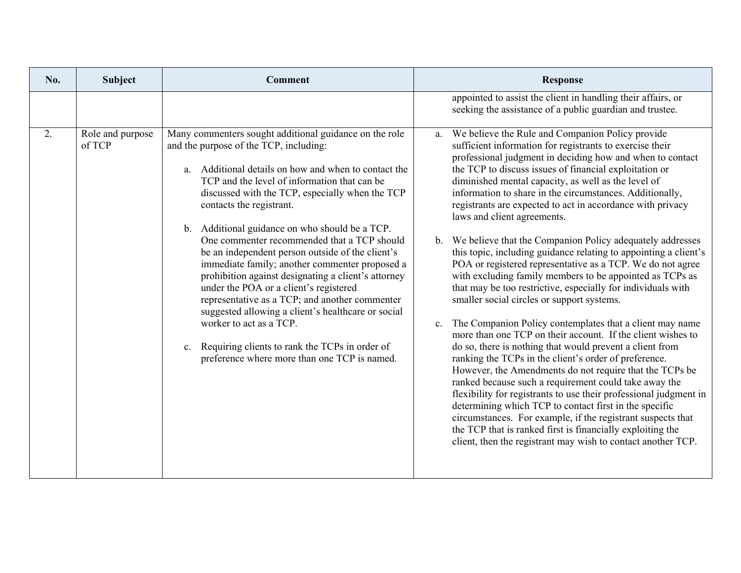| No. | Subject | Comment | Response |
|---|---|---|---|
| | | | appointed to assist the client in handling their affairs, or seeking the assistance of a public guardian and trustee. |
| 2. | Role and purpose of TCP | Many commenters sought additional guidance on the role and the purpose of the TCP, including:<br><br>a. Additional details on how and when to contact the TCP and the level of information that can be discussed with the TCP, especially when the TCP contacts the registrant.<br><br>b. Additional guidance on who should be a TCP. One commenter recommended that a TCP should be an independent person outside of the client's immediate family; another commenter proposed a prohibition against designating a client's attorney under the POA or a client's registered representative as a TCP; and another commenter suggested allowing a client's healthcare or social worker to act as a TCP.<br><br>c. Requiring clients to rank the TCPs in order of preference where more than one TCP is named. | a. We believe the Rule and Companion Policy provide sufficient information for registrants to exercise their professional judgment in deciding how and when to contact the TCP to discuss issues of financial exploitation or diminished mental capacity, as well as the level of information to share in the circumstances. Additionally, registrants are expected to act in accordance with privacy laws and client agreements.<br><br>b. We believe that the Companion Policy adequately addresses this topic, including guidance relating to appointing a client's POA or registered representative as a TCP. We do not agree with excluding family members to be appointed as TCPs as that may be too restrictive, especially for individuals with smaller social circles or support systems.<br><br>c. The Companion Policy contemplates that a client may name more than one TCP on their account. If the client wishes to do so, there is nothing that would prevent a client from ranking the TCPs in the client's order of preference. However, the Amendments do not require that the TCPs be ranked because such a requirement could take away the flexibility for registrants to use their professional judgment in determining which TCP to contact first in the specific circumstances. For example, if the registrant suspects that the TCP that is ranked first is financially exploiting the client, then the registrant may wish to contact another TCP. |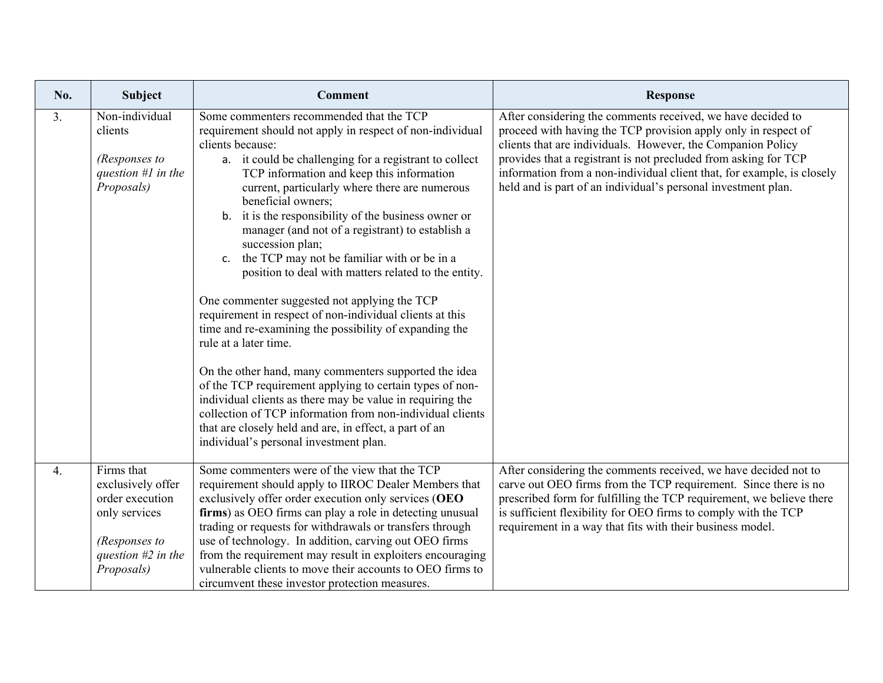| No. | Subject | Comment | Response |
|---|---|---|---|
| 3. | Non-individual clients<br><br>*(Responses to question #1 in the Proposals)* | Some commenters recommended that the TCP requirement should not apply in respect of non-individual clients because:<br>a. it could be challenging for a registrant to collect TCP information and keep this information current, particularly where there are numerous beneficial owners;<br>b. it is the responsibility of the business owner or manager (and not of a registrant) to establish a succession plan;<br>c. the TCP may not be familiar with or be in a position to deal with matters related to the entity.<br><br>One commenter suggested not applying the TCP requirement in respect of non-individual clients at this time and re-examining the possibility of expanding the rule at a later time.<br><br>On the other hand, many commenters supported the idea of the TCP requirement applying to certain types of non-individual clients as there may be value in requiring the collection of TCP information from non-individual clients that are closely held and are, in effect, a part of an individual's personal investment plan. | After considering the comments received, we have decided to proceed with having the TCP provision apply only in respect of clients that are individuals. However, the Companion Policy provides that a registrant is not precluded from asking for TCP information from a non-individual client that, for example, is closely held and is part of an individual's personal investment plan. |
| 4. | Firms that exclusively offer order execution only services<br><br>*(Responses to question #2 in the Proposals)* | Some commenters were of the view that the TCP requirement should apply to IIROC Dealer Members that exclusively offer order execution only services (**OEO firms**) as OEO firms can play a role in detecting unusual trading or requests for withdrawals or transfers through use of technology. In addition, carving out OEO firms from the requirement may result in exploiters encouraging vulnerable clients to move their accounts to OEO firms to circumvent these investor protection measures. | After considering the comments received, we have decided not to carve out OEO firms from the TCP requirement. Since there is no prescribed form for fulfilling the TCP requirement, we believe there is sufficient flexibility for OEO firms to comply with the TCP requirement in a way that fits with their business model. |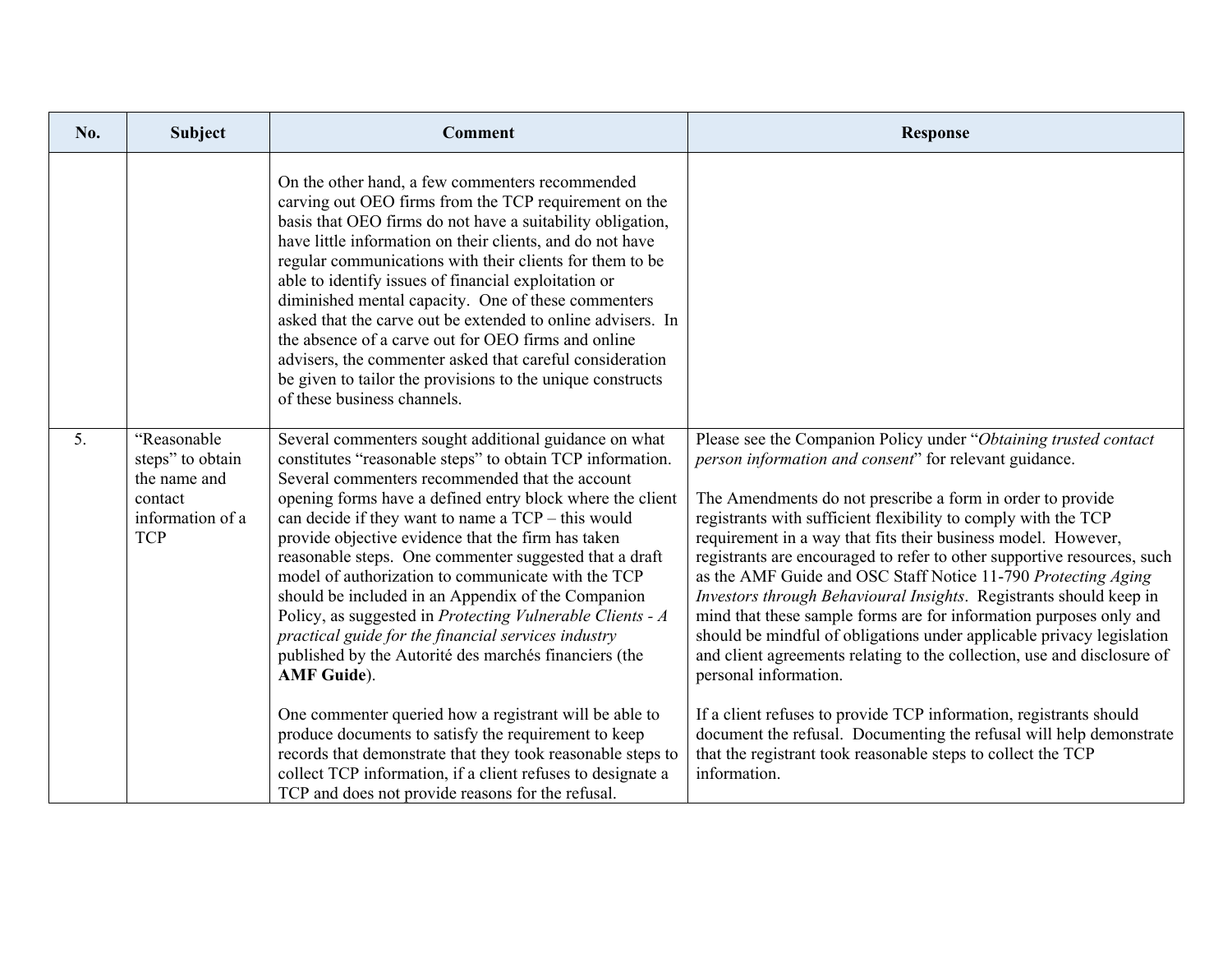| No. | Subject | Comment | Response |
|---|---|---|---|
| | | On the other hand, a few commenters recommended carving out OEO firms from the TCP requirement on the basis that OEO firms do not have a suitability obligation, have little information on their clients, and do not have regular communications with their clients for them to be able to identify issues of financial exploitation or diminished mental capacity. One of these commenters asked that the carve out be extended to online advisers. In the absence of a carve out for OEO firms and online advisers, the commenter asked that careful consideration be given to tailor the provisions to the unique constructs of these business channels. | |
| 5. | "Reasonable steps" to obtain the name and contact information of a TCP | Several commenters sought additional guidance on what constitutes "reasonable steps" to obtain TCP information. Several commenters recommended that the account opening forms have a defined entry block where the client can decide if they want to name a TCP – this would provide objective evidence that the firm has taken reasonable steps. One commenter suggested that a draft model of authorization to communicate with the TCP should be included in an Appendix of the Companion Policy, as suggested in *Protecting Vulnerable Clients - A practical guide for the financial services industry* published by the Autorité des marchés financiers (the **AMF Guide**).<br><br>One commenter queried how a registrant will be able to produce documents to satisfy the requirement to keep records that demonstrate that they took reasonable steps to collect TCP information, if a client refuses to designate a TCP and does not provide reasons for the refusal. | Please see the Companion Policy under "*Obtaining trusted contact person information and consent*" for relevant guidance.<br><br>The Amendments do not prescribe a form in order to provide registrants with sufficient flexibility to comply with the TCP requirement in a way that fits their business model. However, registrants are encouraged to refer to other supportive resources, such as the AMF Guide and OSC Staff Notice 11-790 *Protecting Aging Investors through Behavioural Insights*. Registrants should keep in mind that these sample forms are for information purposes only and should be mindful of obligations under applicable privacy legislation and client agreements relating to the collection, use and disclosure of personal information.<br><br>If a client refuses to provide TCP information, registrants should document the refusal. Documenting the refusal will help demonstrate that the registrant took reasonable steps to collect the TCP information. |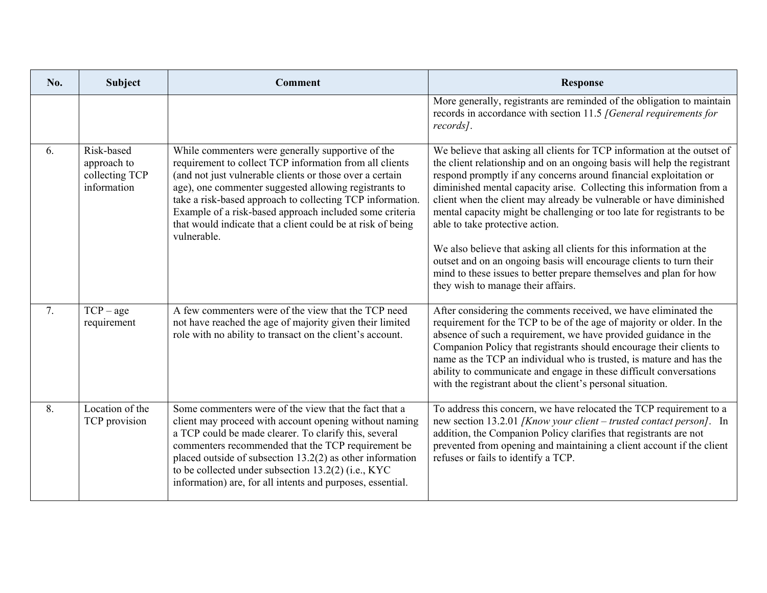| No. | Subject | Comment | Response |
|---|---|---|---|
| | | | More generally, registrants are reminded of the obligation to maintain records in accordance with section 11.5 *[General requirements for records]*. |
| 6. | Risk-based approach to collecting TCP information | While commenters were generally supportive of the requirement to collect TCP information from all clients (and not just vulnerable clients or those over a certain age), one commenter suggested allowing registrants to take a risk-based approach to collecting TCP information. Example of a risk-based approach included some criteria that would indicate that a client could be at risk of being vulnerable. | We believe that asking all clients for TCP information at the outset of the client relationship and on an ongoing basis will help the registrant respond promptly if any concerns around financial exploitation or diminished mental capacity arise. Collecting this information from a client when the client may already be vulnerable or have diminished mental capacity might be challenging or too late for registrants to be able to take protective action.<br><br>We also believe that asking all clients for this information at the outset and on an ongoing basis will encourage clients to turn their mind to these issues to better prepare themselves and plan for how they wish to manage their affairs. |
| 7. | TCP – age requirement | A few commenters were of the view that the TCP need not have reached the age of majority given their limited role with no ability to transact on the client's account. | After considering the comments received, we have eliminated the requirement for the TCP to be of the age of majority or older. In the absence of such a requirement, we have provided guidance in the Companion Policy that registrants should encourage their clients to name as the TCP an individual who is trusted, is mature and has the ability to communicate and engage in these difficult conversations with the registrant about the client's personal situation. |
| 8. | Location of the TCP provision | Some commenters were of the view that the fact that a client may proceed with account opening without naming a TCP could be made clearer. To clarify this, several commenters recommended that the TCP requirement be placed outside of subsection 13.2(2) as other information to be collected under subsection 13.2(2) (i.e., KYC information) are, for all intents and purposes, essential. | To address this concern, we have relocated the TCP requirement to a new section 13.2.01 *[Know your client – trusted contact person]*. In addition, the Companion Policy clarifies that registrants are not prevented from opening and maintaining a client account if the client refuses or fails to identify a TCP. |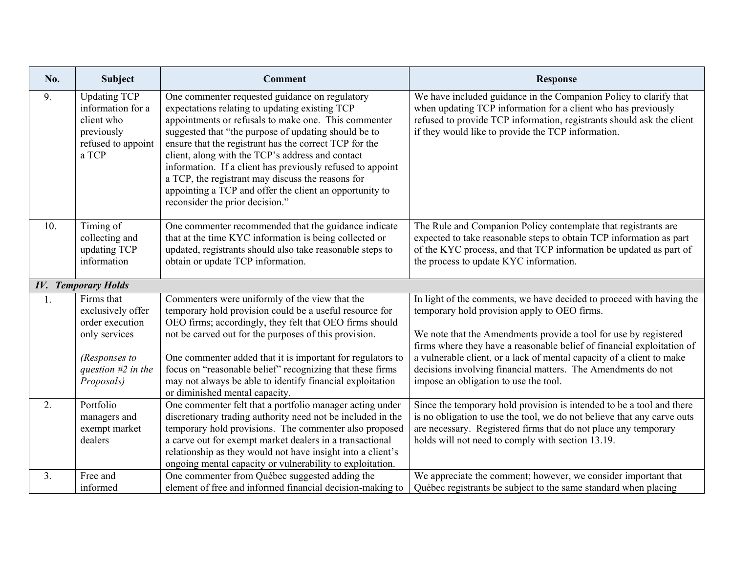| No. | Subject | Comment | Response |
|---|---|---|---|
| 9. | Updating TCP information for a client who previously refused to appoint a TCP | One commenter requested guidance on regulatory expectations relating to updating existing TCP appointments or refusals to make one. This commenter suggested that "the purpose of updating should be to ensure that the registrant has the correct TCP for the client, along with the TCP's address and contact information. If a client has previously refused to appoint a TCP, the registrant may discuss the reasons for appointing a TCP and offer the client an opportunity to reconsider the prior decision." | We have included guidance in the Companion Policy to clarify that when updating TCP information for a client who has previously refused to provide TCP information, registrants should ask the client if they would like to provide the TCP information. |
| 10. | Timing of collecting and updating TCP information | One commenter recommended that the guidance indicate that at the time KYC information is being collected or updated, registrants should also take reasonable steps to obtain or update TCP information. | The Rule and Companion Policy contemplate that registrants are expected to take reasonable steps to obtain TCP information as part of the KYC process, and that TCP information be updated as part of the process to update KYC information. |
| ***IV. Temporary Holds*** | | | |
| 1. | Firms that exclusively offer order execution only services<br><br>*(Responses to question #2 in the Proposals)* | Commenters were uniformly of the view that the temporary hold provision could be a useful resource for OEO firms; accordingly, they felt that OEO firms should not be carved out for the purposes of this provision.<br><br>One commenter added that it is important for regulators to focus on "reasonable belief" recognizing that these firms may not always be able to identify financial exploitation or diminished mental capacity. | In light of the comments, we have decided to proceed with having the temporary hold provision apply to OEO firms.<br><br>We note that the Amendments provide a tool for use by registered firms where they have a reasonable belief of financial exploitation of a vulnerable client, or a lack of mental capacity of a client to make decisions involving financial matters. The Amendments do not impose an obligation to use the tool. |
| 2. | Portfolio managers and exempt market dealers | One commenter felt that a portfolio manager acting under discretionary trading authority need not be included in the temporary hold provisions. The commenter also proposed a carve out for exempt market dealers in a transactional relationship as they would not have insight into a client's ongoing mental capacity or vulnerability to exploitation. | Since the temporary hold provision is intended to be a tool and there is no obligation to use the tool, we do not believe that any carve outs are necessary. Registered firms that do not place any temporary holds will not need to comply with section 13.19. |
| 3. | Free and informed | One commenter from Québec suggested adding the element of free and informed financial decision-making to | We appreciate the comment; however, we consider important that Québec registrants be subject to the same standard when placing |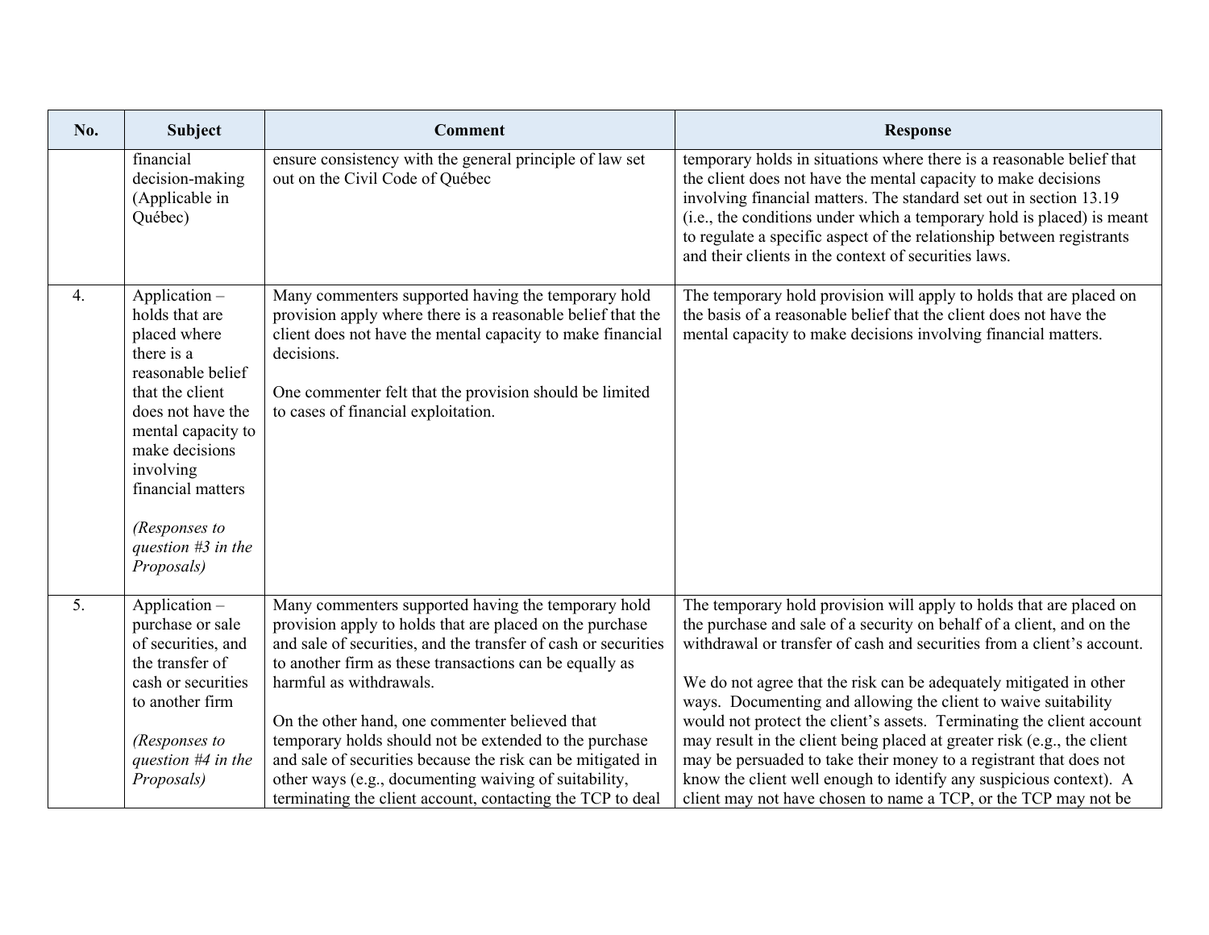| No. | Subject | Comment | Response |
|---|---|---|---|
| | financial decision-making (Applicable in Québec) | ensure consistency with the general principle of law set out on the Civil Code of Québec | temporary holds in situations where there is a reasonable belief that the client does not have the mental capacity to make decisions involving financial matters. The standard set out in section 13.19 (i.e., the conditions under which a temporary hold is placed) is meant to regulate a specific aspect of the relationship between registrants and their clients in the context of securities laws. |
| 4. | Application – holds that are placed where there is a reasonable belief that the client does not have the mental capacity to make decisions involving financial matters<br><br>*(Responses to question #3 in the Proposals)* | Many commenters supported having the temporary hold provision apply where there is a reasonable belief that the client does not have the mental capacity to make financial decisions.<br><br>One commenter felt that the provision should be limited to cases of financial exploitation. | The temporary hold provision will apply to holds that are placed on the basis of a reasonable belief that the client does not have the mental capacity to make decisions involving financial matters. |
| 5. | Application – purchase or sale of securities, and the transfer of cash or securities to another firm<br><br>*(Responses to question #4 in the Proposals)* | Many commenters supported having the temporary hold provision apply to holds that are placed on the purchase and sale of securities, and the transfer of cash or securities to another firm as these transactions can be equally as harmful as withdrawals.<br><br>On the other hand, one commenter believed that temporary holds should not be extended to the purchase and sale of securities because the risk can be mitigated in other ways (e.g., documenting waiving of suitability, terminating the client account, contacting the TCP to deal | The temporary hold provision will apply to holds that are placed on the purchase and sale of a security on behalf of a client, and on the withdrawal or transfer of cash and securities from a client's account.<br><br>We do not agree that the risk can be adequately mitigated in other ways. Documenting and allowing the client to waive suitability would not protect the client's assets. Terminating the client account may result in the client being placed at greater risk (e.g., the client may be persuaded to take their money to a registrant that does not know the client well enough to identify any suspicious context). A client may not have chosen to name a TCP, or the TCP may not be |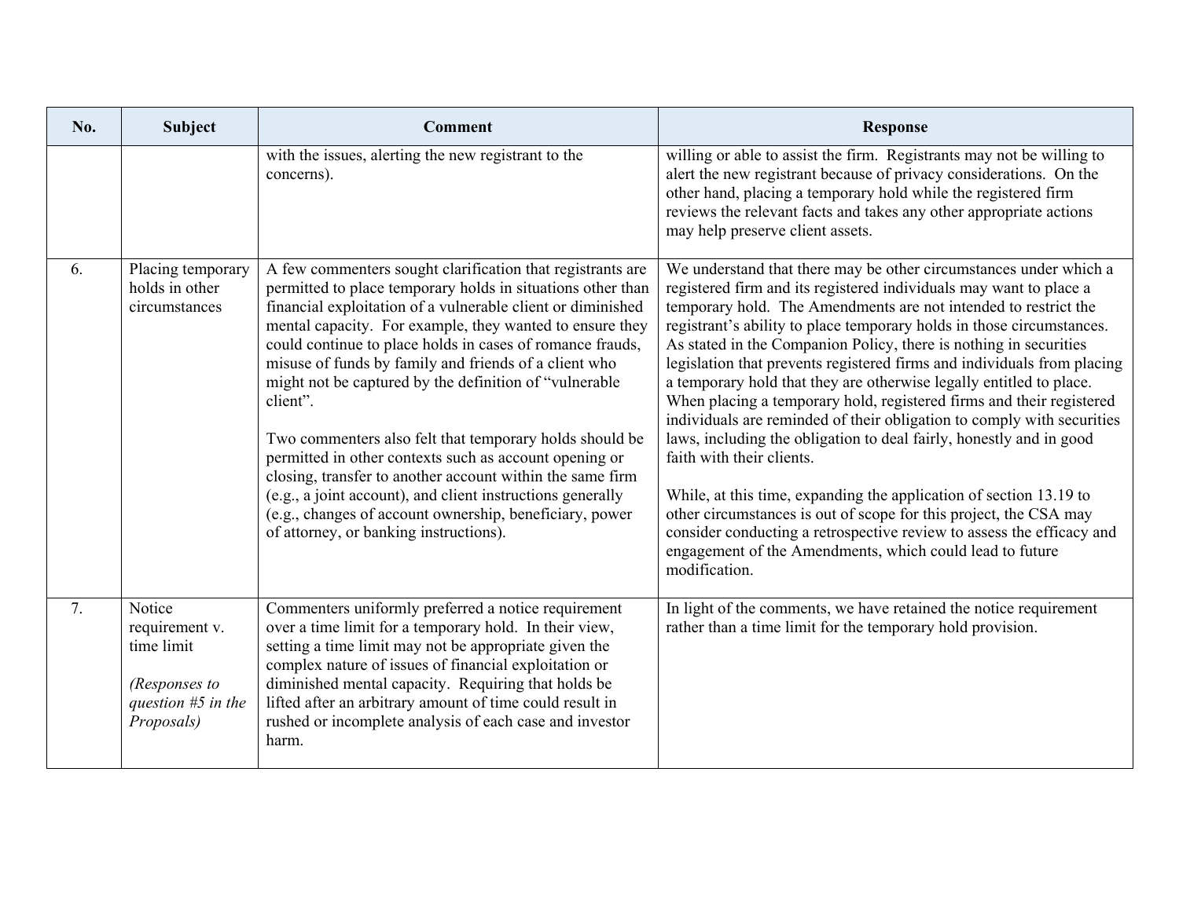| No. | Subject | Comment | Response |
|---|---|---|---|
| | | with the issues, alerting the new registrant to the concerns). | willing or able to assist the firm. Registrants may not be willing to alert the new registrant because of privacy considerations. On the other hand, placing a temporary hold while the registered firm reviews the relevant facts and takes any other appropriate actions may help preserve client assets. |
| 6. | Placing temporary holds in other circumstances | A few commenters sought clarification that registrants are permitted to place temporary holds in situations other than financial exploitation of a vulnerable client or diminished mental capacity. For example, they wanted to ensure they could continue to place holds in cases of romance frauds, misuse of funds by family and friends of a client who might not be captured by the definition of "vulnerable client".<br><br>Two commenters also felt that temporary holds should be permitted in other contexts such as account opening or closing, transfer to another account within the same firm (e.g., a joint account), and client instructions generally (e.g., changes of account ownership, beneficiary, power of attorney, or banking instructions). | We understand that there may be other circumstances under which a registered firm and its registered individuals may want to place a temporary hold. The Amendments are not intended to restrict the registrant's ability to place temporary holds in those circumstances. As stated in the Companion Policy, there is nothing in securities legislation that prevents registered firms and individuals from placing a temporary hold that they are otherwise legally entitled to place. When placing a temporary hold, registered firms and their registered individuals are reminded of their obligation to comply with securities laws, including the obligation to deal fairly, honestly and in good faith with their clients.<br><br>While, at this time, expanding the application of section 13.19 to other circumstances is out of scope for this project, the CSA may consider conducting a retrospective review to assess the efficacy and engagement of the Amendments, which could lead to future modification. |
| 7. | Notice requirement v. time limit<br><br>*(Responses to question #5 in the Proposals)* | Commenters uniformly preferred a notice requirement over a time limit for a temporary hold. In their view, setting a time limit may not be appropriate given the complex nature of issues of financial exploitation or diminished mental capacity. Requiring that holds be lifted after an arbitrary amount of time could result in rushed or incomplete analysis of each case and investor harm. | In light of the comments, we have retained the notice requirement rather than a time limit for the temporary hold provision. |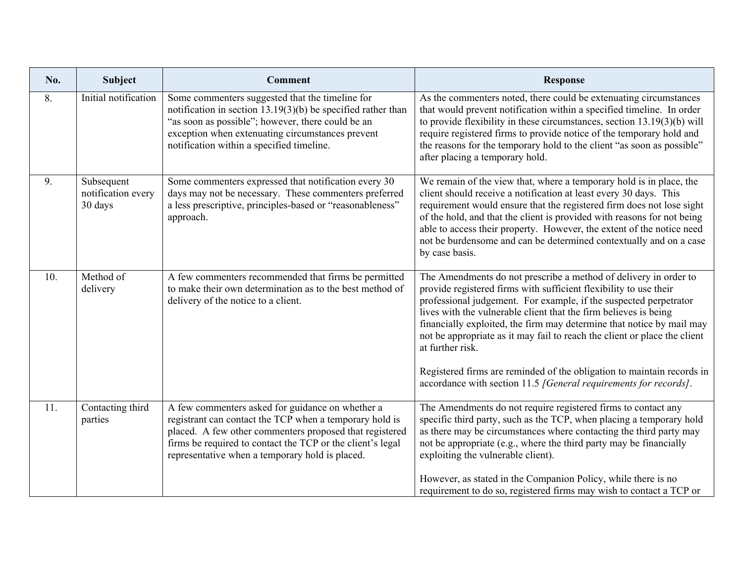| No. | Subject | Comment | Response |
|---|---|---|---|
| 8. | Initial notification | Some commenters suggested that the timeline for notification in section 13.19(3)(b) be specified rather than "as soon as possible"; however, there could be an exception when extenuating circumstances prevent notification within a specified timeline. | As the commenters noted, there could be extenuating circumstances that would prevent notification within a specified timeline. In order to provide flexibility in these circumstances, section 13.19(3)(b) will require registered firms to provide notice of the temporary hold and the reasons for the temporary hold to the client "as soon as possible" after placing a temporary hold. |
| 9. | Subsequent notification every 30 days | Some commenters expressed that notification every 30 days may not be necessary. These commenters preferred a less prescriptive, principles-based or "reasonableness" approach. | We remain of the view that, where a temporary hold is in place, the client should receive a notification at least every 30 days. This requirement would ensure that the registered firm does not lose sight of the hold, and that the client is provided with reasons for not being able to access their property. However, the extent of the notice need not be burdensome and can be determined contextually and on a case by case basis. |
| 10. | Method of delivery | A few commenters recommended that firms be permitted to make their own determination as to the best method of delivery of the notice to a client. | The Amendments do not prescribe a method of delivery in order to provide registered firms with sufficient flexibility to use their professional judgement. For example, if the suspected perpetrator lives with the vulnerable client that the firm believes is being financially exploited, the firm may determine that notice by mail may not be appropriate as it may fail to reach the client or place the client at further risk.<br><br>Registered firms are reminded of the obligation to maintain records in accordance with section 11.5 *[General requirements for records]*. |
| 11. | Contacting third parties | A few commenters asked for guidance on whether a registrant can contact the TCP when a temporary hold is placed. A few other commenters proposed that registered firms be required to contact the TCP or the client's legal representative when a temporary hold is placed. | The Amendments do not require registered firms to contact any specific third party, such as the TCP, when placing a temporary hold as there may be circumstances where contacting the third party may not be appropriate (e.g., where the third party may be financially exploiting the vulnerable client).<br><br>However, as stated in the Companion Policy, while there is no requirement to do so, registered firms may wish to contact a TCP or |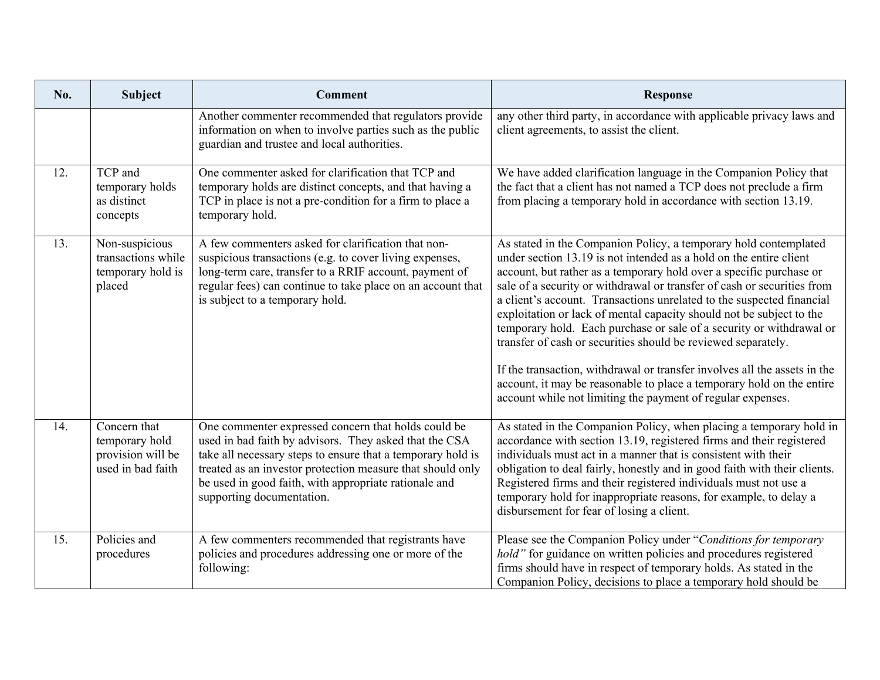| No. | Subject | Comment | Response |
| --- | --- | --- | --- |
| | | Another commenter recommended that regulators provide information on when to involve parties such as the public guardian and trustee and local authorities. | any other third party, in accordance with applicable privacy laws and client agreements, to assist the client. |
| 12. | TCP and temporary holds as distinct concepts | One commenter asked for clarification that TCP and temporary holds are distinct concepts, and that having a TCP in place is not a pre-condition for a firm to place a temporary hold. | We have added clarification language in the Companion Policy that the fact that a client has not named a TCP does not preclude a firm from placing a temporary hold in accordance with section 13.19. |
| 13. | Non-suspicious transactions while temporary hold is placed | A few commenters asked for clarification that non-suspicious transactions (e.g. to cover living expenses, long-term care, transfer to a RRIF account, payment of regular fees) can continue to take place on an account that is subject to a temporary hold. | As stated in the Companion Policy, a temporary hold contemplated under section 13.19 is not intended as a hold on the entire client account, but rather as a temporary hold over a specific purchase or sale of a security or withdrawal or transfer of cash or securities from a client's account. Transactions unrelated to the suspected financial exploitation or lack of mental capacity should not be subject to the temporary hold. Each purchase or sale of a security or withdrawal or transfer of cash or securities should be reviewed separately.<br><br>If the transaction, withdrawal or transfer involves all the assets in the account, it may be reasonable to place a temporary hold on the entire account while not limiting the payment of regular expenses. |
| 14. | Concern that temporary hold provision will be used in bad faith | One commenter expressed concern that holds could be used in bad faith by advisors. They asked that the CSA take all necessary steps to ensure that a temporary hold is treated as an investor protection measure that should only be used in good faith, with appropriate rationale and supporting documentation. | As stated in the Companion Policy, when placing a temporary hold in accordance with section 13.19, registered firms and their registered individuals must act in a manner that is consistent with their obligation to deal fairly, honestly and in good faith with their clients. Registered firms and their registered individuals must not use a temporary hold for inappropriate reasons, for example, to delay a disbursement for fear of losing a client. |
| 15. | Policies and procedures | A few commenters recommended that registrants have policies and procedures addressing one or more of the following: | Please see the Companion Policy under "*Conditions for temporary hold*" for guidance on written policies and procedures registered firms should have in respect of temporary holds. As stated in the Companion Policy, decisions to place a temporary hold should be |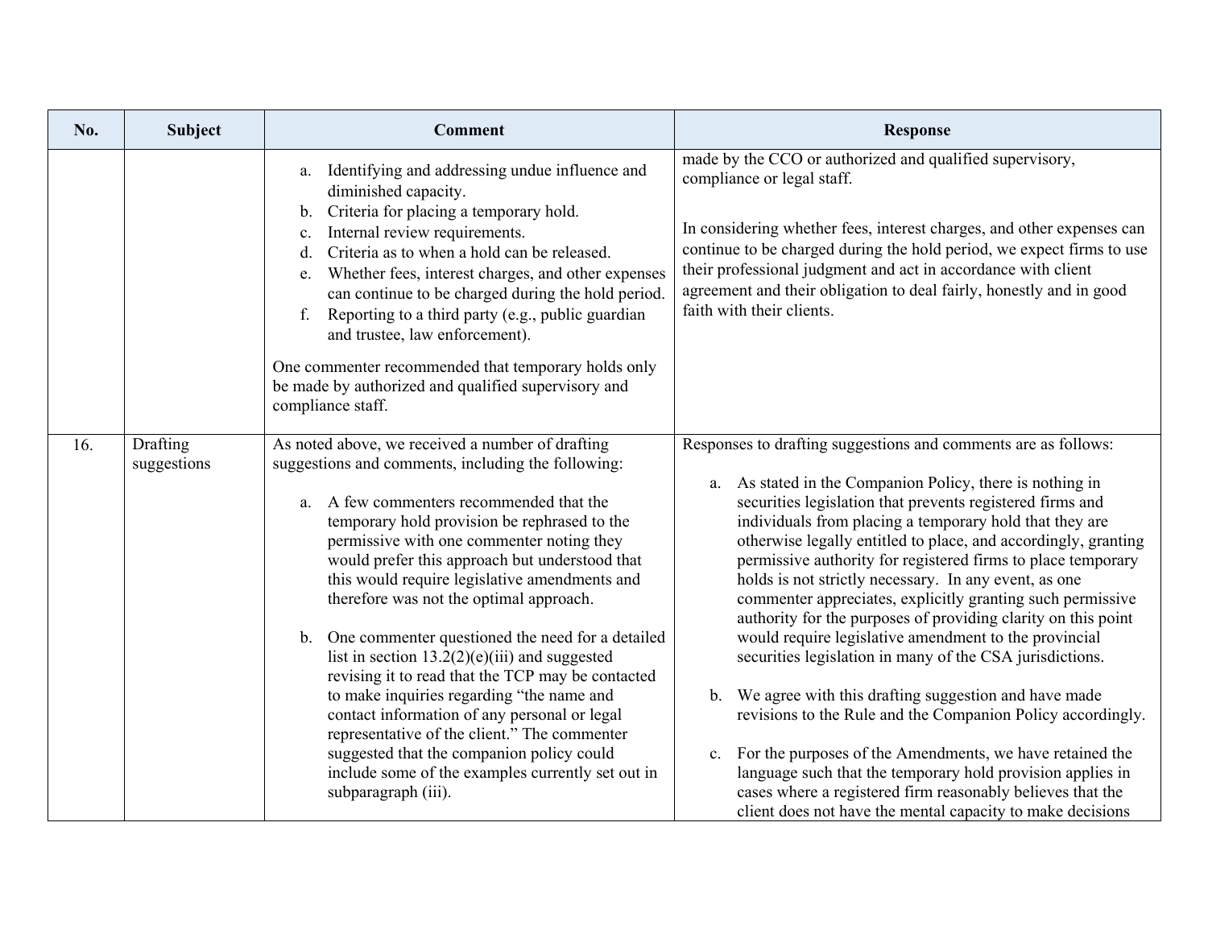| No. | Subject | Comment | Response |
|---|---|---|---|
| | | a. Identifying and addressing undue influence and diminished capacity.<br>b. Criteria for placing a temporary hold.<br>c. Internal review requirements.<br>d. Criteria as to when a hold can be released.<br>e. Whether fees, interest charges, and other expenses can continue to be charged during the hold period.<br>f. Reporting to a third party (e.g., public guardian and trustee, law enforcement).<br><br>One commenter recommended that temporary holds only be made by authorized and qualified supervisory and compliance staff. | made by the CCO or authorized and qualified supervisory, compliance or legal staff.<br><br>In considering whether fees, interest charges, and other expenses can continue to be charged during the hold period, we expect firms to use their professional judgment and act in accordance with client agreement and their obligation to deal fairly, honestly and in good faith with their clients. |
| 16. | Drafting suggestions | As noted above, we received a number of drafting suggestions and comments, including the following:<br><br>a. A few commenters recommended that the temporary hold provision be rephrased to the permissive with one commenter noting they would prefer this approach but understood that this would require legislative amendments and therefore was not the optimal approach.<br><br>b. One commenter questioned the need for a detailed list in section 13.2(2)(e)(iii) and suggested revising it to read that the TCP may be contacted to make inquiries regarding "the name and contact information of any personal or legal representative of the client." The commenter suggested that the companion policy could include some of the examples currently set out in subparagraph (iii). | Responses to drafting suggestions and comments are as follows:<br><br>a. As stated in the Companion Policy, there is nothing in securities legislation that prevents registered firms and individuals from placing a temporary hold that they are otherwise legally entitled to place, and accordingly, granting permissive authority for registered firms to place temporary holds is not strictly necessary. In any event, as one commenter appreciates, explicitly granting such permissive authority for the purposes of providing clarity on this point would require legislative amendment to the provincial securities legislation in many of the CSA jurisdictions.<br><br>b. We agree with this drafting suggestion and have made revisions to the Rule and the Companion Policy accordingly.<br><br>c. For the purposes of the Amendments, we have retained the language such that the temporary hold provision applies in cases where a registered firm reasonably believes that the client does not have the mental capacity to make decisions |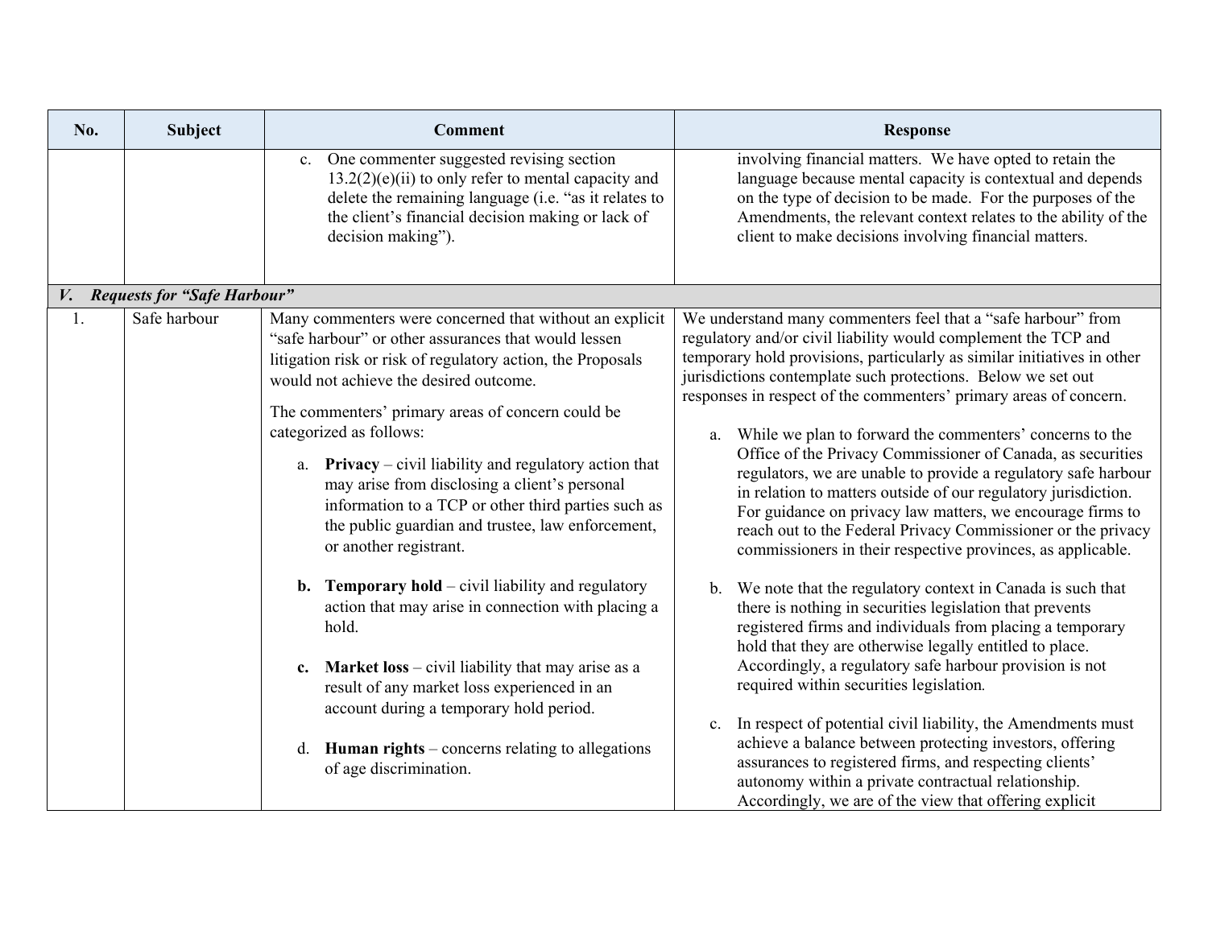| No. | Subject | Comment | Response |
| --- | --- | --- | --- |
| | | c. One commenter suggested revising section 13.2(2)(e)(ii) to only refer to mental capacity and delete the remaining language (i.e. "as it relates to the client's financial decision making or lack of decision making"). | involving financial matters. We have opted to retain the language because mental capacity is contextual and depends on the type of decision to be made. For the purposes of the Amendments, the relevant context relates to the ability of the client to make decisions involving financial matters. |
| ***V. Requests for "Safe Harbour"*** | | | |
| 1. | Safe harbour | Many commenters were concerned that without an explicit "safe harbour" or other assurances that would lessen litigation risk or risk of regulatory action, the Proposals would not achieve the desired outcome.<br><br>The commenters' primary areas of concern could be categorized as follows:<br><br>a. **Privacy** – civil liability and regulatory action that may arise from disclosing a client's personal information to a TCP or other third parties such as the public guardian and trustee, law enforcement, or another registrant.<br><br>**b. Temporary hold** – civil liability and regulatory action that may arise in connection with placing a hold.<br><br>**c. Market loss** – civil liability that may arise as a result of any market loss experienced in an account during a temporary hold period.<br><br>d. **Human rights** – concerns relating to allegations of age discrimination. | We understand many commenters feel that a "safe harbour" from regulatory and/or civil liability would complement the TCP and temporary hold provisions, particularly as similar initiatives in other jurisdictions contemplate such protections. Below we set out responses in respect of the commenters' primary areas of concern.<br><br>a. While we plan to forward the commenters' concerns to the Office of the Privacy Commissioner of Canada, as securities regulators, we are unable to provide a regulatory safe harbour in relation to matters outside of our regulatory jurisdiction. For guidance on privacy law matters, we encourage firms to reach out to the Federal Privacy Commissioner or the privacy commissioners in their respective provinces, as applicable.<br><br>b. We note that the regulatory context in Canada is such that there is nothing in securities legislation that prevents registered firms and individuals from placing a temporary hold that they are otherwise legally entitled to place. Accordingly, a regulatory safe harbour provision is not required within securities legislation.<br><br>c. In respect of potential civil liability, the Amendments must achieve a balance between protecting investors, offering assurances to registered firms, and respecting clients' autonomy within a private contractual relationship. Accordingly, we are of the view that offering explicit |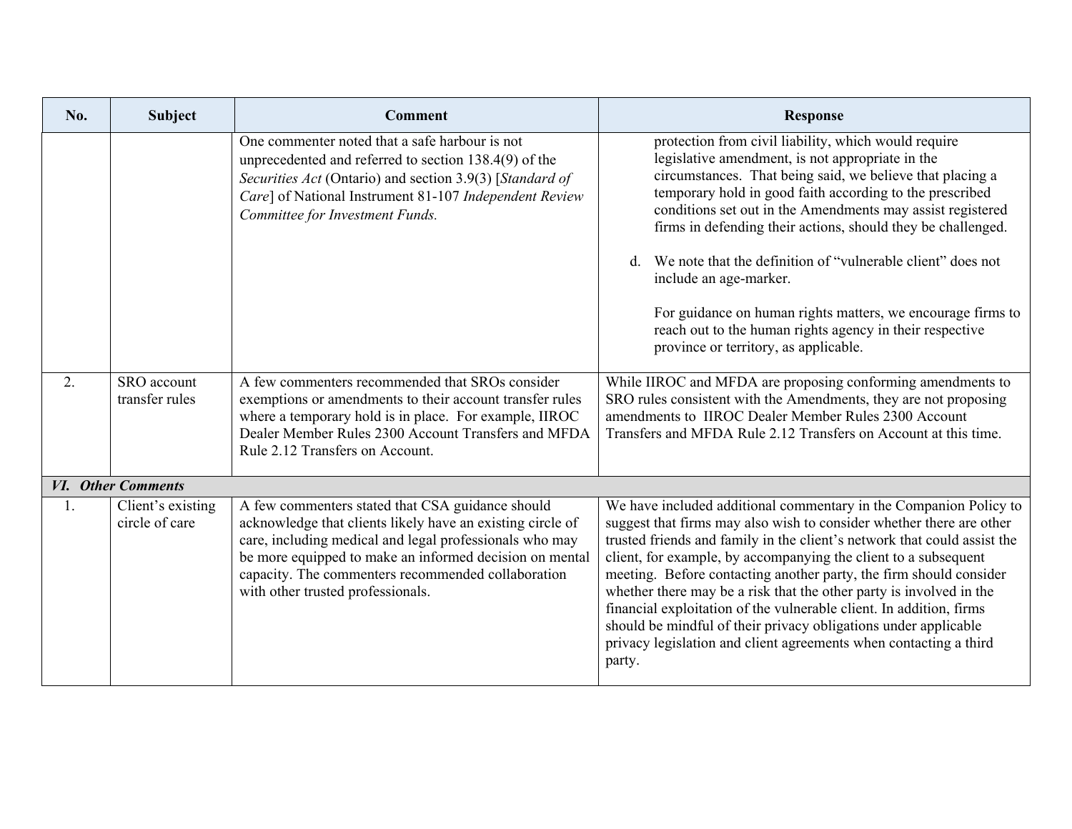| No. | Subject | Comment | Response |
|---|---|---|---|
| | | One commenter noted that a safe harbour is not unprecedented and referred to section 138.4(9) of the *Securities Act* (Ontario) and section 3.9(3) [*Standard of Care*] of National Instrument 81-107 *Independent Review Committee for Investment Funds.* | protection from civil liability, which would require legislative amendment, is not appropriate in the circumstances. That being said, we believe that placing a temporary hold in good faith according to the prescribed conditions set out in the Amendments may assist registered firms in defending their actions, should they be challenged.<br><br>d. We note that the definition of "vulnerable client" does not include an age-marker.<br><br>For guidance on human rights matters, we encourage firms to reach out to the human rights agency in their respective province or territory, as applicable. |
| 2. | SRO account transfer rules | A few commenters recommended that SROs consider exemptions or amendments to their account transfer rules where a temporary hold is in place. For example, IIROC Dealer Member Rules 2300 Account Transfers and MFDA Rule 2.12 Transfers on Account. | While IIROC and MFDA are proposing conforming amendments to SRO rules consistent with the Amendments, they are not proposing amendments to IIROC Dealer Member Rules 2300 Account Transfers and MFDA Rule 2.12 Transfers on Account at this time. |
| ***VI. Other Comments*** | | | |
| 1. | Client's existing circle of care | A few commenters stated that CSA guidance should acknowledge that clients likely have an existing circle of care, including medical and legal professionals who may be more equipped to make an informed decision on mental capacity. The commenters recommended collaboration with other trusted professionals. | We have included additional commentary in the Companion Policy to suggest that firms may also wish to consider whether there are other trusted friends and family in the client's network that could assist the client, for example, by accompanying the client to a subsequent meeting. Before contacting another party, the firm should consider whether there may be a risk that the other party is involved in the financial exploitation of the vulnerable client. In addition, firms should be mindful of their privacy obligations under applicable privacy legislation and client agreements when contacting a third party. |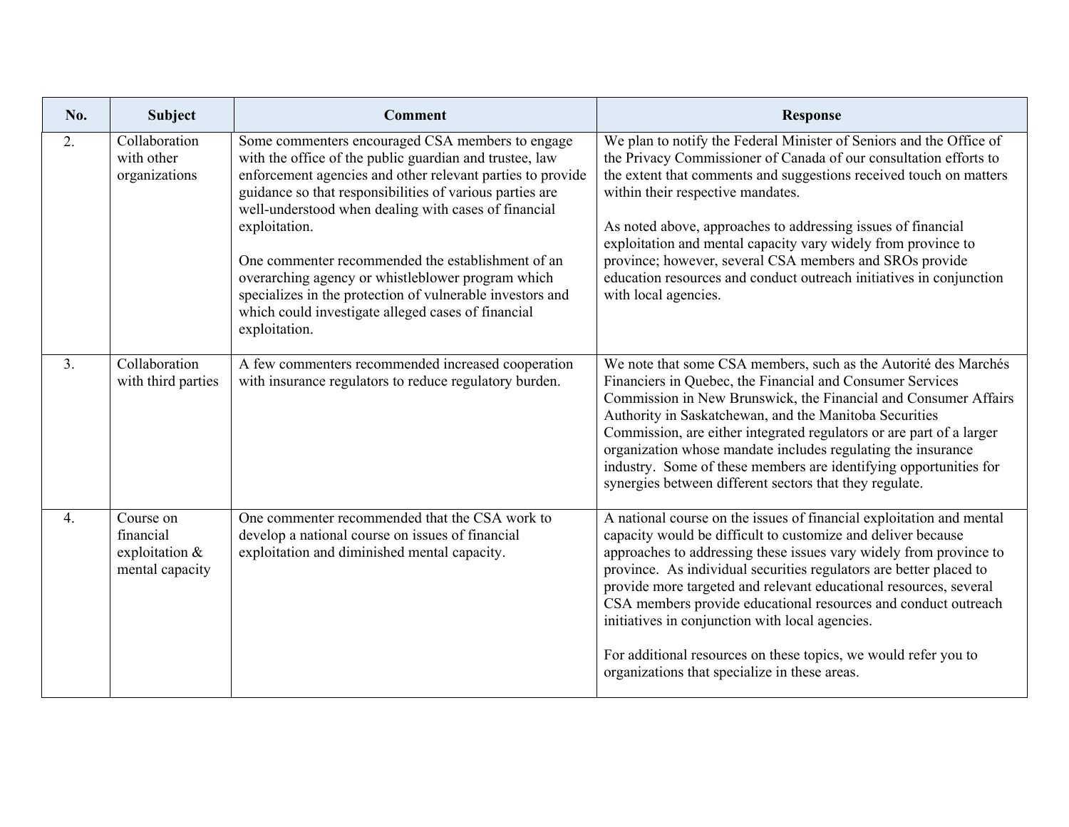| No. | Subject | Comment | Response |
|---|---|---|---|
| 2. | Collaboration with other organizations | Some commenters encouraged CSA members to engage with the office of the public guardian and trustee, law enforcement agencies and other relevant parties to provide guidance so that responsibilities of various parties are well-understood when dealing with cases of financial exploitation.<br><br>One commenter recommended the establishment of an overarching agency or whistleblower program which specializes in the protection of vulnerable investors and which could investigate alleged cases of financial exploitation. | We plan to notify the Federal Minister of Seniors and the Office of the Privacy Commissioner of Canada of our consultation efforts to the extent that comments and suggestions received touch on matters within their respective mandates.<br><br>As noted above, approaches to addressing issues of financial exploitation and mental capacity vary widely from province to province; however, several CSA members and SROs provide education resources and conduct outreach initiatives in conjunction with local agencies. |
| 3. | Collaboration with third parties | A few commenters recommended increased cooperation with insurance regulators to reduce regulatory burden. | We note that some CSA members, such as the Autorité des Marchés Financiers in Quebec, the Financial and Consumer Services Commission in New Brunswick, the Financial and Consumer Affairs Authority in Saskatchewan, and the Manitoba Securities Commission, are either integrated regulators or are part of a larger organization whose mandate includes regulating the insurance industry. Some of these members are identifying opportunities for synergies between different sectors that they regulate. |
| 4. | Course on financial exploitation & mental capacity | One commenter recommended that the CSA work to develop a national course on issues of financial exploitation and diminished mental capacity. | A national course on the issues of financial exploitation and mental capacity would be difficult to customize and deliver because approaches to addressing these issues vary widely from province to province. As individual securities regulators are better placed to provide more targeted and relevant educational resources, several CSA members provide educational resources and conduct outreach initiatives in conjunction with local agencies.<br><br>For additional resources on these topics, we would refer you to organizations that specialize in these areas. |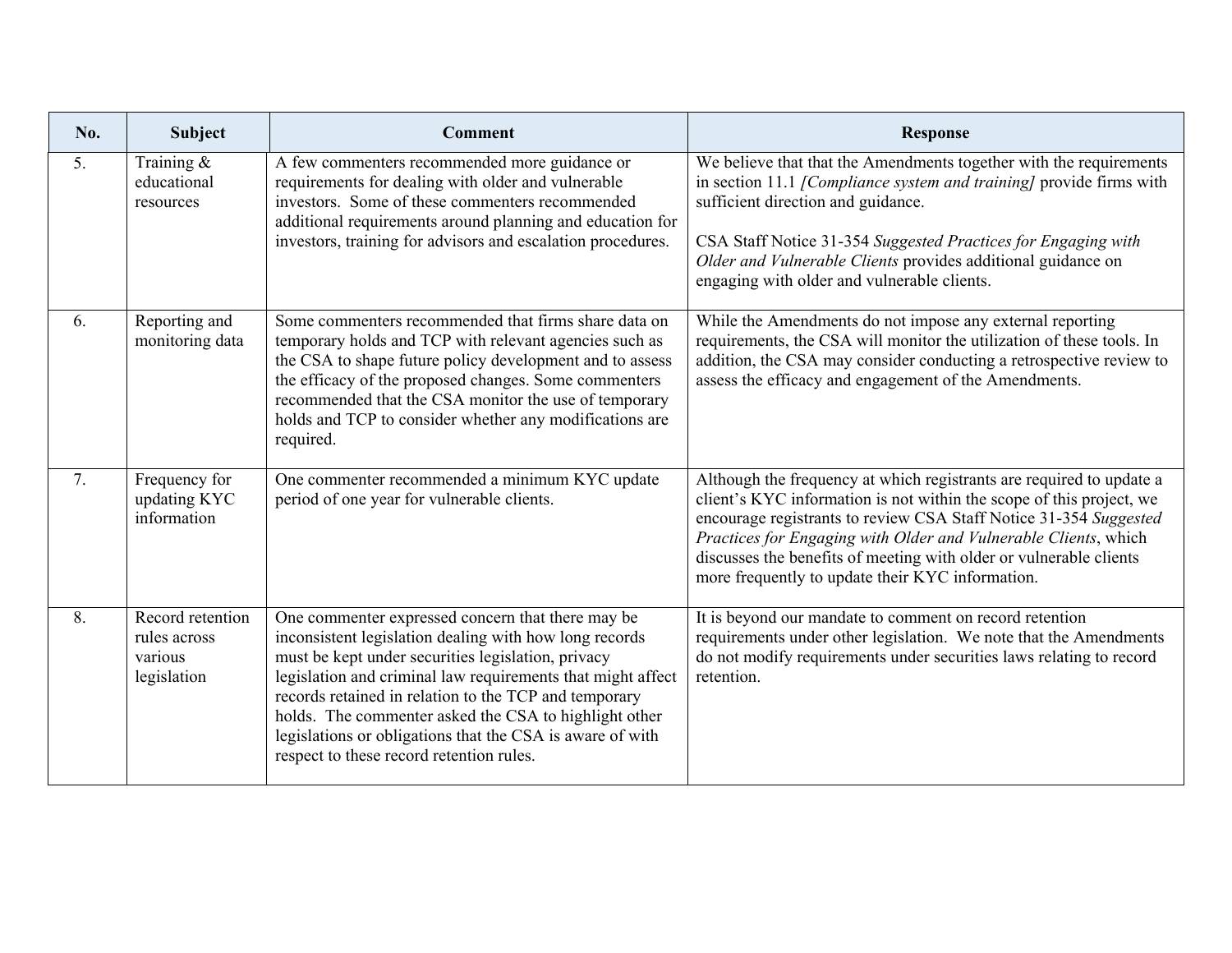| No. | Subject | Comment | Response |
|---|---|---|---|
| 5. | Training & educational resources | A few commenters recommended more guidance or requirements for dealing with older and vulnerable investors. Some of these commenters recommended additional requirements around planning and education for investors, training for advisors and escalation procedures. | We believe that that the Amendments together with the requirements in section 11.1 *[Compliance system and training]* provide firms with sufficient direction and guidance.<br><br>CSA Staff Notice 31-354 *Suggested Practices for Engaging with Older and Vulnerable Clients* provides additional guidance on engaging with older and vulnerable clients. |
| 6. | Reporting and monitoring data | Some commenters recommended that firms share data on temporary holds and TCP with relevant agencies such as the CSA to shape future policy development and to assess the efficacy of the proposed changes. Some commenters recommended that the CSA monitor the use of temporary holds and TCP to consider whether any modifications are required. | While the Amendments do not impose any external reporting requirements, the CSA will monitor the utilization of these tools. In addition, the CSA may consider conducting a retrospective review to assess the efficacy and engagement of the Amendments. |
| 7. | Frequency for updating KYC information | One commenter recommended a minimum KYC update period of one year for vulnerable clients. | Although the frequency at which registrants are required to update a client's KYC information is not within the scope of this project, we encourage registrants to review CSA Staff Notice 31-354 *Suggested Practices for Engaging with Older and Vulnerable Clients*, which discusses the benefits of meeting with older or vulnerable clients more frequently to update their KYC information. |
| 8. | Record retention rules across various legislation | One commenter expressed concern that there may be inconsistent legislation dealing with how long records must be kept under securities legislation, privacy legislation and criminal law requirements that might affect records retained in relation to the TCP and temporary holds. The commenter asked the CSA to highlight other legislations or obligations that the CSA is aware of with respect to these record retention rules. | It is beyond our mandate to comment on record retention requirements under other legislation. We note that the Amendments do not modify requirements under securities laws relating to record retention. |